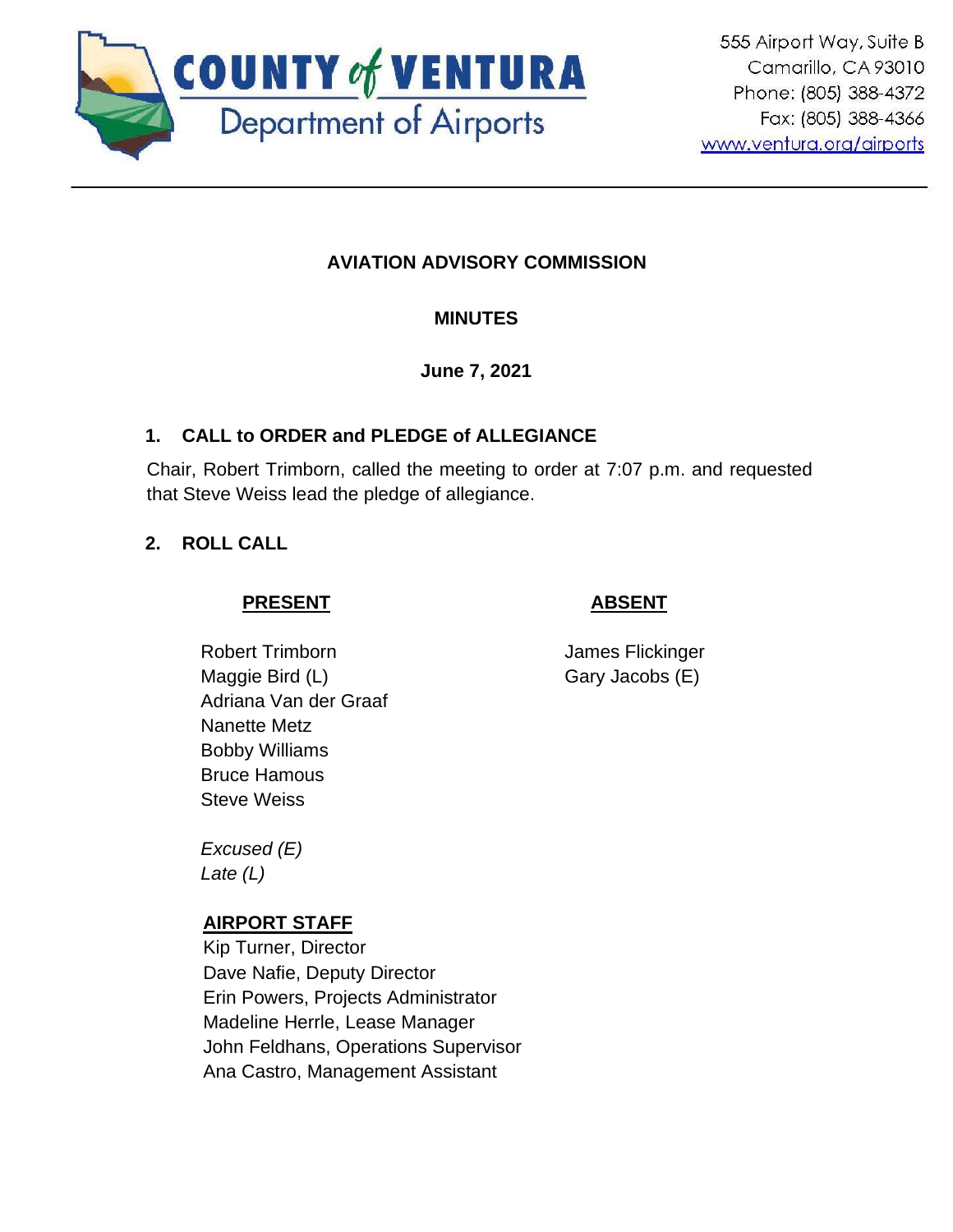**COUNTY of VENTURA**
Department of Airports

555 Airport Way, Suite B
Camarillo, CA 93010
Phone: (805) 388-4372
Fax: (805) 388-4366
www.ventura.org/airports

---

# AVIATION ADVISORY COMMISSION

## MINUTES

**June 7, 2021**

### 1. CALL to ORDER and PLEDGE of ALLEGIANCE

Chair, Robert Trimborn, called the meeting to order at 7:07 p.m. and requested that Steve Weiss lead the pledge of allegiance.

### 2. ROLL CALL

| PRESENT | ABSENT |
|---|---|
| Robert Trimborn | James Flickinger |
| Maggie Bird (L) | Gary Jacobs (E) |
| Adriana Van der Graaf | |
| Nanette Metz | |
| Bobby Williams | |
| Bruce Hamous | |
| Steve Weiss | |

*Excused (E)*
*Late (L)*

**AIRPORT STAFF**

Kip Turner, Director
Dave Nafie, Deputy Director
Erin Powers, Projects Administrator
Madeline Herrle, Lease Manager
John Feldhans, Operations Supervisor
Ana Castro, Management Assistant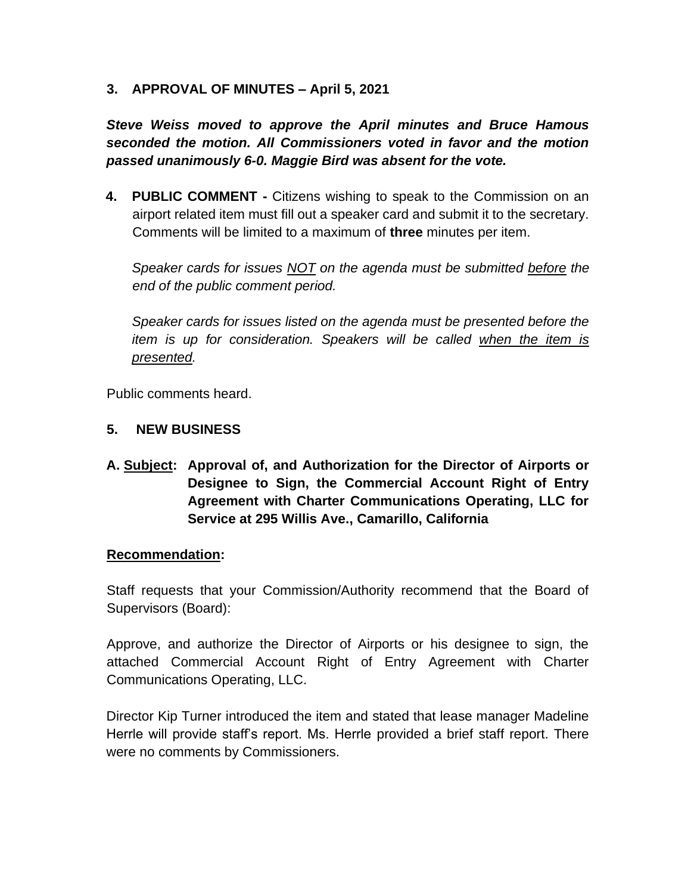## 3. APPROVAL OF MINUTES – April 5, 2021

***Steve Weiss moved to approve the April minutes and Bruce Hamous seconded the motion. All Commissioners voted in favor and the motion passed unanimously 6-0. Maggie Bird was absent for the vote.***

## 4. PUBLIC COMMENT - 

Citizens wishing to speak to the Commission on an airport related item must fill out a speaker card and submit it to the secretary. Comments will be limited to a maximum of **three** minutes per item.

*Speaker cards for issues <u>NOT</u> on the agenda must be submitted <u>before</u> the end of the public comment period.*

*Speaker cards for issues listed on the agenda must be presented before the item is up for consideration. Speakers will be called <u>when the item is presented</u>.*

Public comments heard.

## 5. NEW BUSINESS

**A. <u>Subject</u>: Approval of, and Authorization for the Director of Airports or Designee to Sign, the Commercial Account Right of Entry Agreement with Charter Communications Operating, LLC for Service at 295 Willis Ave., Camarillo, California**

**<u>Recommendation</u>:**

Staff requests that your Commission/Authority recommend that the Board of Supervisors (Board):

Approve, and authorize the Director of Airports or his designee to sign, the attached Commercial Account Right of Entry Agreement with Charter Communications Operating, LLC.

Director Kip Turner introduced the item and stated that lease manager Madeline Herrle will provide staff's report. Ms. Herrle provided a brief staff report. There were no comments by Commissioners.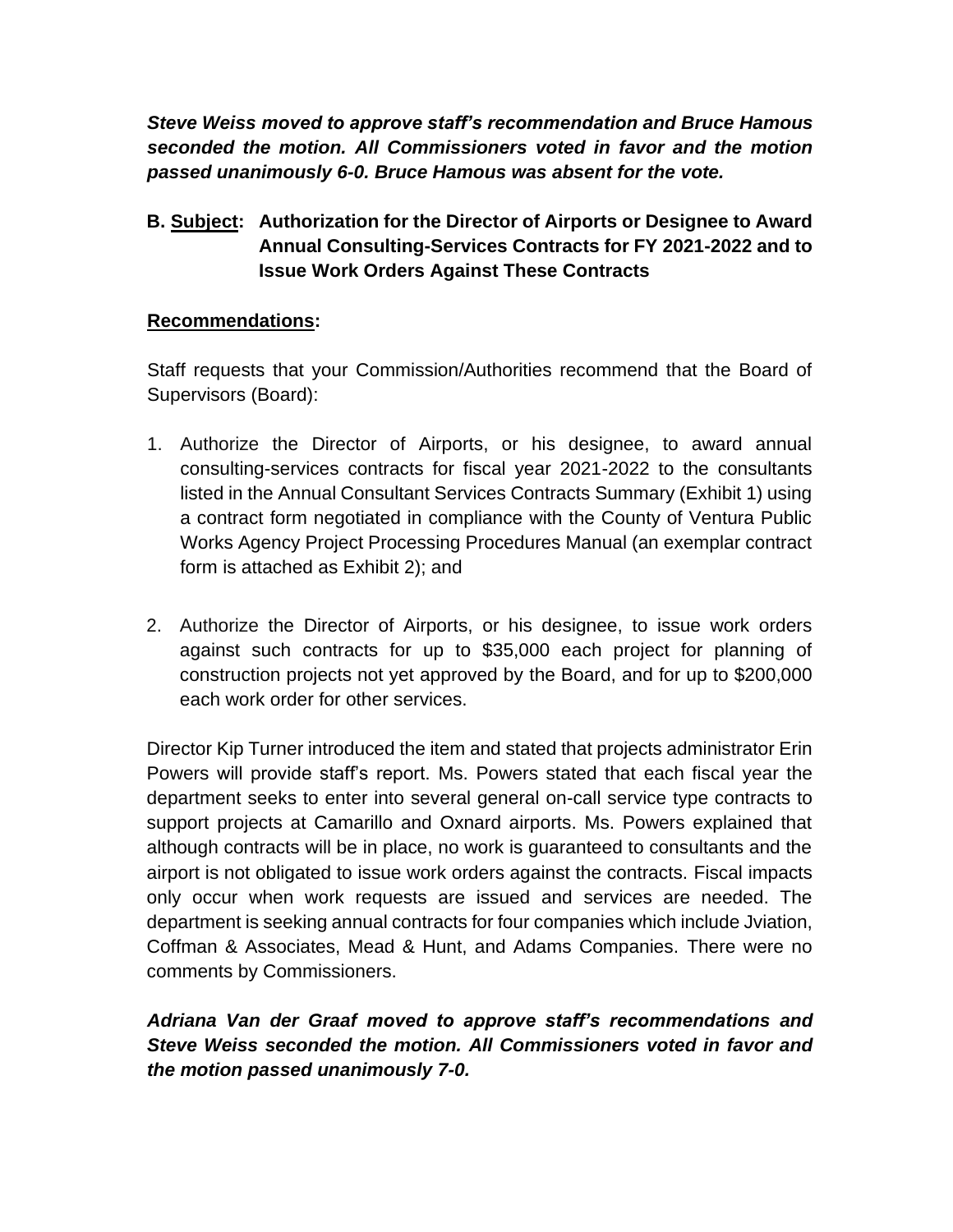***Steve Weiss moved to approve staff's recommendation and Bruce Hamous seconded the motion. All Commissioners voted in favor and the motion passed unanimously 6-0. Bruce Hamous was absent for the vote.***

**B. <u>Subject</u>: Authorization for the Director of Airports or Designee to Award Annual Consulting-Services Contracts for FY 2021-2022 and to Issue Work Orders Against These Contracts**

**<u>Recommendations</u>:**

Staff requests that your Commission/Authorities recommend that the Board of Supervisors (Board):

1. Authorize the Director of Airports, or his designee, to award annual consulting-services contracts for fiscal year 2021-2022 to the consultants listed in the Annual Consultant Services Contracts Summary (Exhibit 1) using a contract form negotiated in compliance with the County of Ventura Public Works Agency Project Processing Procedures Manual (an exemplar contract form is attached as Exhibit 2); and

2. Authorize the Director of Airports, or his designee, to issue work orders against such contracts for up to $35,000 each project for planning of construction projects not yet approved by the Board, and for up to $200,000 each work order for other services.

Director Kip Turner introduced the item and stated that projects administrator Erin Powers will provide staff's report. Ms. Powers stated that each fiscal year the department seeks to enter into several general on-call service type contracts to support projects at Camarillo and Oxnard airports. Ms. Powers explained that although contracts will be in place, no work is guaranteed to consultants and the airport is not obligated to issue work orders against the contracts. Fiscal impacts only occur when work requests are issued and services are needed. The department is seeking annual contracts for four companies which include Jviation, Coffman & Associates, Mead & Hunt, and Adams Companies. There were no comments by Commissioners.

***Adriana Van der Graaf moved to approve staff's recommendations and Steve Weiss seconded the motion. All Commissioners voted in favor and the motion passed unanimously 7-0.***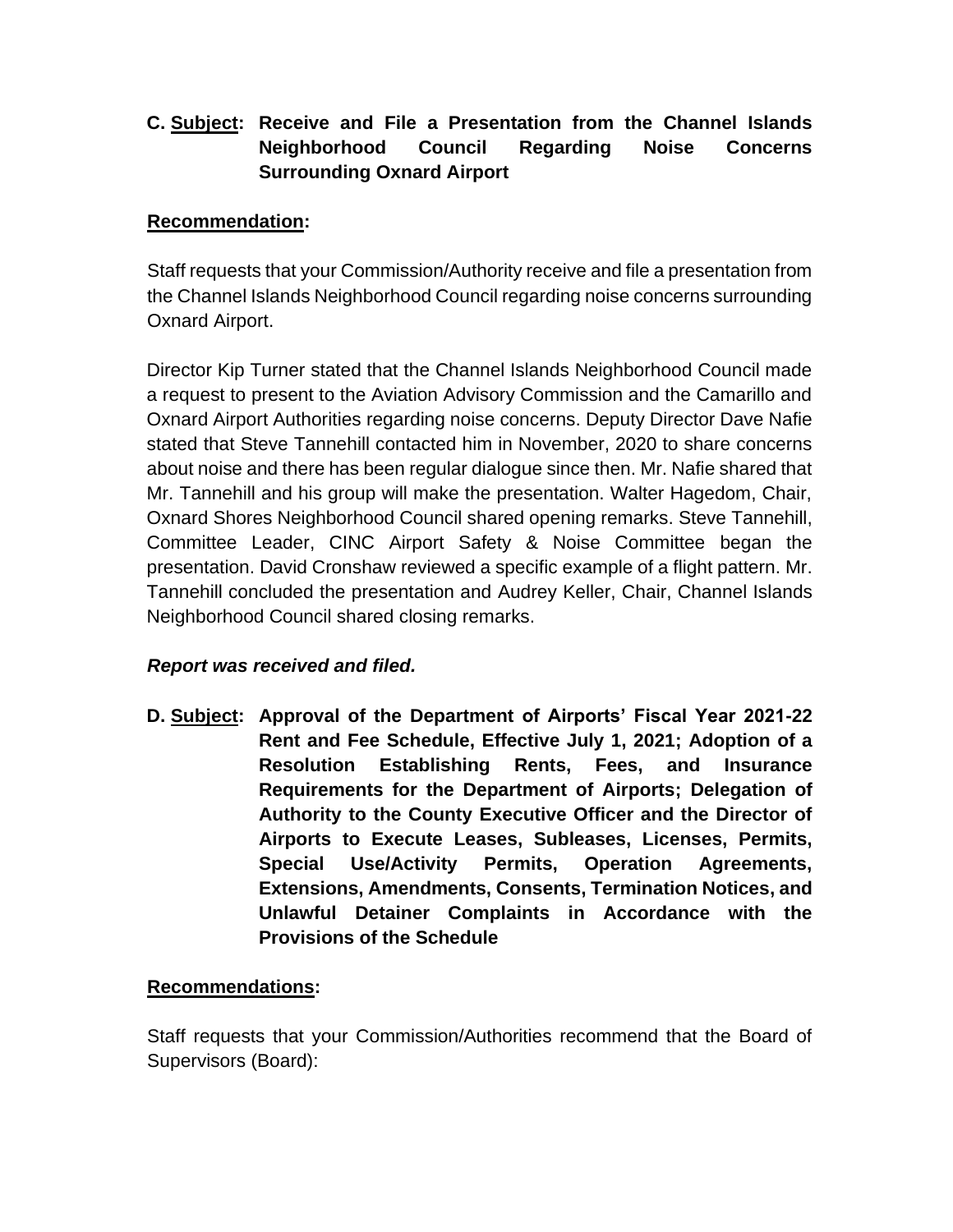**C. <u>Subject</u>: Receive and File a Presentation from the Channel Islands Neighborhood Council Regarding Noise Concerns Surrounding Oxnard Airport**

**<u>Recommendation</u>:**

Staff requests that your Commission/Authority receive and file a presentation from the Channel Islands Neighborhood Council regarding noise concerns surrounding Oxnard Airport.

Director Kip Turner stated that the Channel Islands Neighborhood Council made a request to present to the Aviation Advisory Commission and the Camarillo and Oxnard Airport Authorities regarding noise concerns. Deputy Director Dave Nafie stated that Steve Tannehill contacted him in November, 2020 to share concerns about noise and there has been regular dialogue since then. Mr. Nafie shared that Mr. Tannehill and his group will make the presentation. Walter Hagedom, Chair, Oxnard Shores Neighborhood Council shared opening remarks. Steve Tannehill, Committee Leader, CINC Airport Safety & Noise Committee began the presentation. David Cronshaw reviewed a specific example of a flight pattern. Mr. Tannehill concluded the presentation and Audrey Keller, Chair, Channel Islands Neighborhood Council shared closing remarks.

***Report was received and filed.***

**D. <u>Subject</u>: Approval of the Department of Airports' Fiscal Year 2021-22 Rent and Fee Schedule, Effective July 1, 2021; Adoption of a Resolution Establishing Rents, Fees, and Insurance Requirements for the Department of Airports; Delegation of Authority to the County Executive Officer and the Director of Airports to Execute Leases, Subleases, Licenses, Permits, Special Use/Activity Permits, Operation Agreements, Extensions, Amendments, Consents, Termination Notices, and Unlawful Detainer Complaints in Accordance with the Provisions of the Schedule**

**<u>Recommendations</u>:**

Staff requests that your Commission/Authorities recommend that the Board of Supervisors (Board):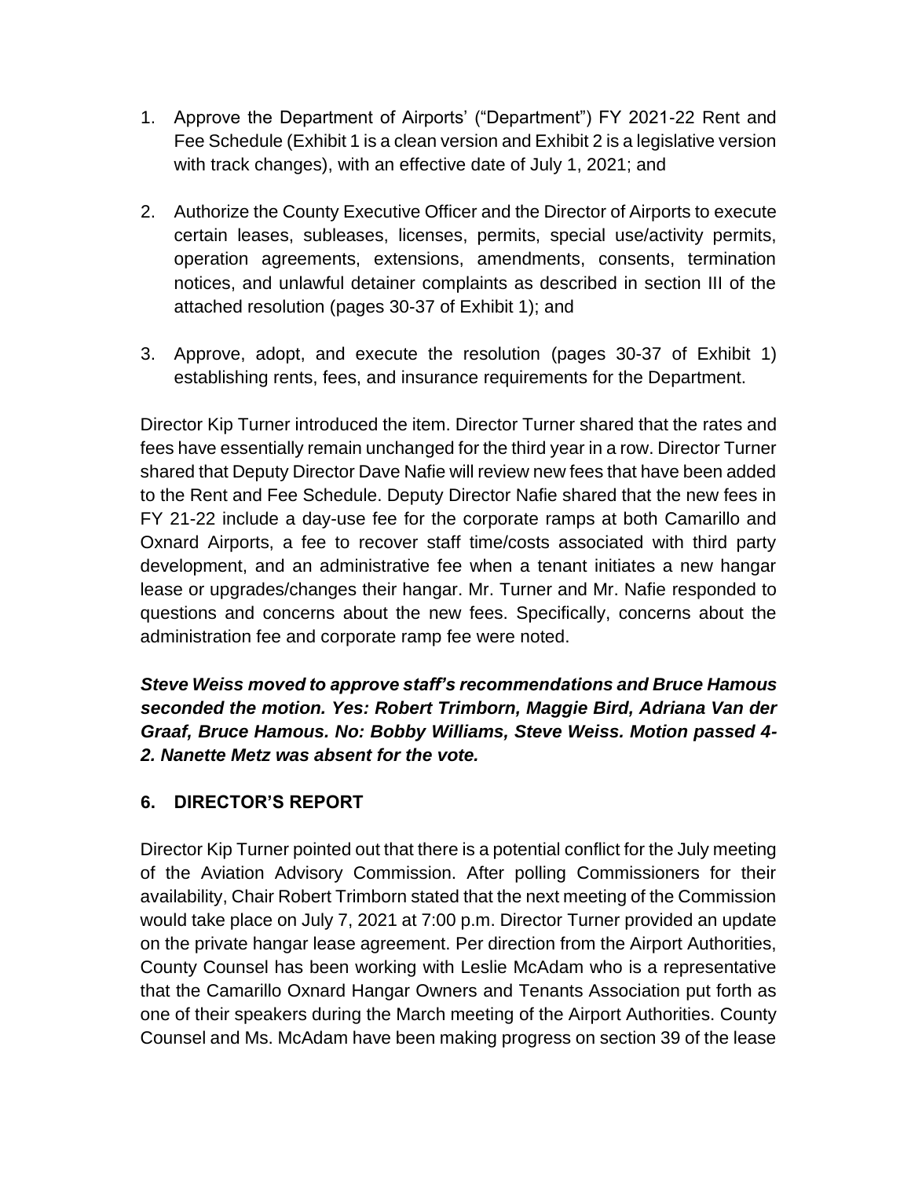1. Approve the Department of Airports' ("Department") FY 2021-22 Rent and Fee Schedule (Exhibit 1 is a clean version and Exhibit 2 is a legislative version with track changes), with an effective date of July 1, 2021; and
2. Authorize the County Executive Officer and the Director of Airports to execute certain leases, subleases, licenses, permits, special use/activity permits, operation agreements, extensions, amendments, consents, termination notices, and unlawful detainer complaints as described in section III of the attached resolution (pages 30-37 of Exhibit 1); and
3. Approve, adopt, and execute the resolution (pages 30-37 of Exhibit 1) establishing rents, fees, and insurance requirements for the Department.

Director Kip Turner introduced the item. Director Turner shared that the rates and fees have essentially remain unchanged for the third year in a row. Director Turner shared that Deputy Director Dave Nafie will review new fees that have been added to the Rent and Fee Schedule. Deputy Director Nafie shared that the new fees in FY 21-22 include a day-use fee for the corporate ramps at both Camarillo and Oxnard Airports, a fee to recover staff time/costs associated with third party development, and an administrative fee when a tenant initiates a new hangar lease or upgrades/changes their hangar. Mr. Turner and Mr. Nafie responded to questions and concerns about the new fees. Specifically, concerns about the administration fee and corporate ramp fee were noted.

***Steve Weiss moved to approve staff's recommendations and Bruce Hamous seconded the motion. Yes: Robert Trimborn, Maggie Bird, Adriana Van der Graaf, Bruce Hamous. No: Bobby Williams, Steve Weiss. Motion passed 4-2. Nanette Metz was absent for the vote.***

## 6. DIRECTOR'S REPORT

Director Kip Turner pointed out that there is a potential conflict for the July meeting of the Aviation Advisory Commission. After polling Commissioners for their availability, Chair Robert Trimborn stated that the next meeting of the Commission would take place on July 7, 2021 at 7:00 p.m. Director Turner provided an update on the private hangar lease agreement. Per direction from the Airport Authorities, County Counsel has been working with Leslie McAdam who is a representative that the Camarillo Oxnard Hangar Owners and Tenants Association put forth as one of their speakers during the March meeting of the Airport Authorities. County Counsel and Ms. McAdam have been making progress on section 39 of the lease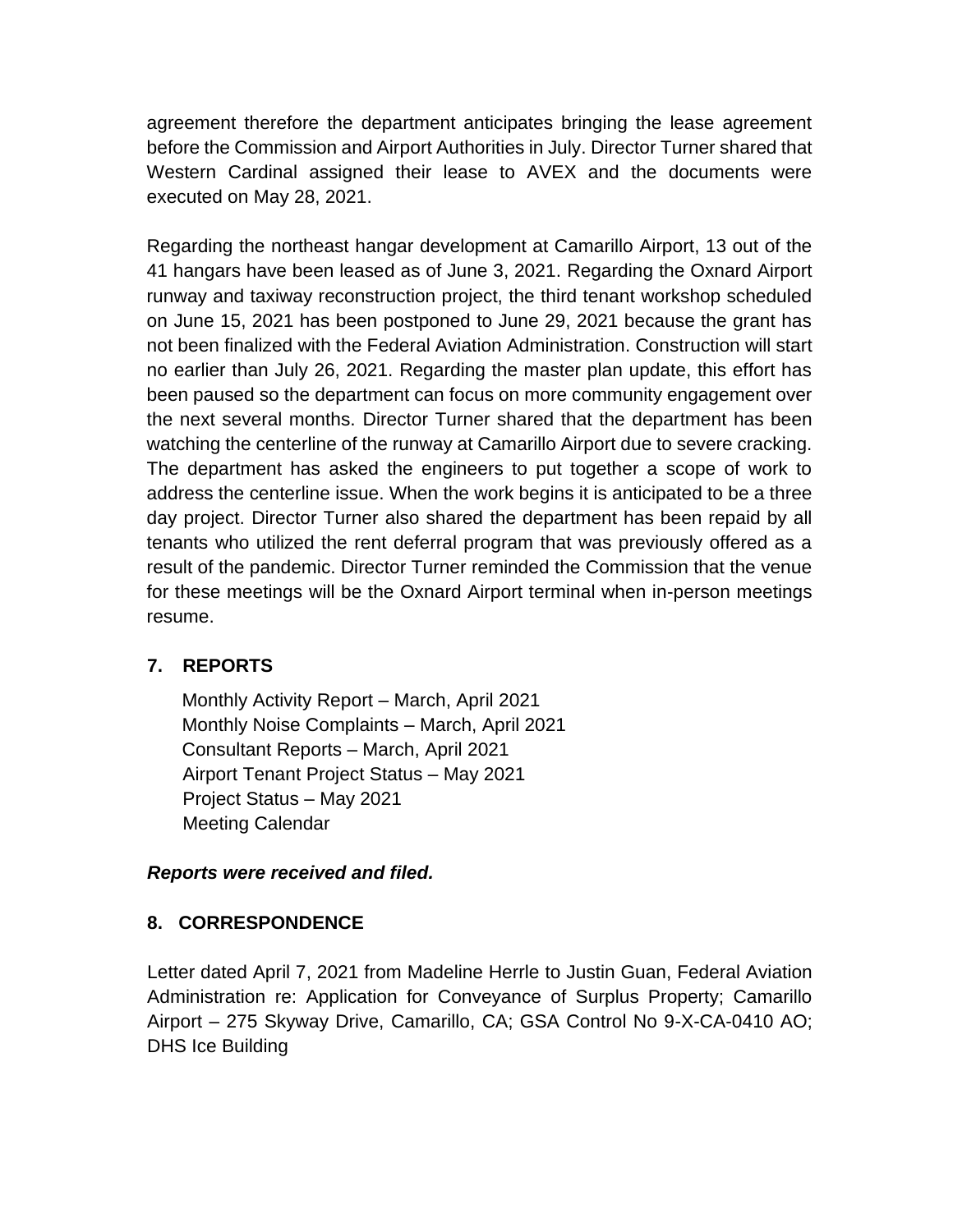agreement therefore the department anticipates bringing the lease agreement before the Commission and Airport Authorities in July. Director Turner shared that Western Cardinal assigned their lease to AVEX and the documents were executed on May 28, 2021.

Regarding the northeast hangar development at Camarillo Airport, 13 out of the 41 hangars have been leased as of June 3, 2021. Regarding the Oxnard Airport runway and taxiway reconstruction project, the third tenant workshop scheduled on June 15, 2021 has been postponed to June 29, 2021 because the grant has not been finalized with the Federal Aviation Administration. Construction will start no earlier than July 26, 2021. Regarding the master plan update, this effort has been paused so the department can focus on more community engagement over the next several months. Director Turner shared that the department has been watching the centerline of the runway at Camarillo Airport due to severe cracking. The department has asked the engineers to put together a scope of work to address the centerline issue. When the work begins it is anticipated to be a three day project. Director Turner also shared the department has been repaid by all tenants who utilized the rent deferral program that was previously offered as a result of the pandemic. Director Turner reminded the Commission that the venue for these meetings will be the Oxnard Airport terminal when in-person meetings resume.

## 7. REPORTS

Monthly Activity Report – March, April 2021
Monthly Noise Complaints – March, April 2021
Consultant Reports – March, April 2021
Airport Tenant Project Status – May 2021
Project Status – May 2021
Meeting Calendar

***Reports were received and filed.***

## 8. CORRESPONDENCE

Letter dated April 7, 2021 from Madeline Herrle to Justin Guan, Federal Aviation Administration re: Application for Conveyance of Surplus Property; Camarillo Airport – 275 Skyway Drive, Camarillo, CA; GSA Control No 9-X-CA-0410 AO; DHS Ice Building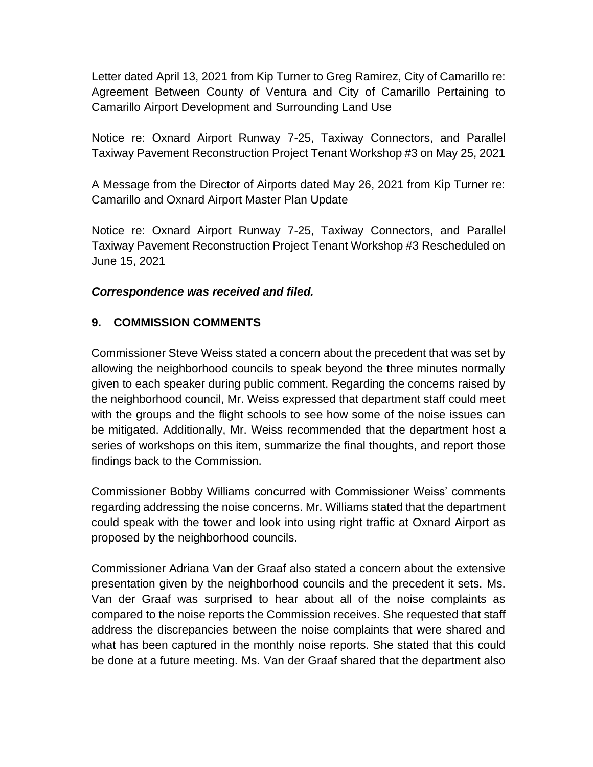Letter dated April 13, 2021 from Kip Turner to Greg Ramirez, City of Camarillo re: Agreement Between County of Ventura and City of Camarillo Pertaining to Camarillo Airport Development and Surrounding Land Use

Notice re: Oxnard Airport Runway 7-25, Taxiway Connectors, and Parallel Taxiway Pavement Reconstruction Project Tenant Workshop #3 on May 25, 2021

A Message from the Director of Airports dated May 26, 2021 from Kip Turner re: Camarillo and Oxnard Airport Master Plan Update

Notice re: Oxnard Airport Runway 7-25, Taxiway Connectors, and Parallel Taxiway Pavement Reconstruction Project Tenant Workshop #3 Rescheduled on June 15, 2021

***Correspondence was received and filed.***

## 9. COMMISSION COMMENTS

Commissioner Steve Weiss stated a concern about the precedent that was set by allowing the neighborhood councils to speak beyond the three minutes normally given to each speaker during public comment. Regarding the concerns raised by the neighborhood council, Mr. Weiss expressed that department staff could meet with the groups and the flight schools to see how some of the noise issues can be mitigated. Additionally, Mr. Weiss recommended that the department host a series of workshops on this item, summarize the final thoughts, and report those findings back to the Commission.

Commissioner Bobby Williams concurred with Commissioner Weiss' comments regarding addressing the noise concerns. Mr. Williams stated that the department could speak with the tower and look into using right traffic at Oxnard Airport as proposed by the neighborhood councils.

Commissioner Adriana Van der Graaf also stated a concern about the extensive presentation given by the neighborhood councils and the precedent it sets. Ms. Van der Graaf was surprised to hear about all of the noise complaints as compared to the noise reports the Commission receives. She requested that staff address the discrepancies between the noise complaints that were shared and what has been captured in the monthly noise reports. She stated that this could be done at a future meeting. Ms. Van der Graaf shared that the department also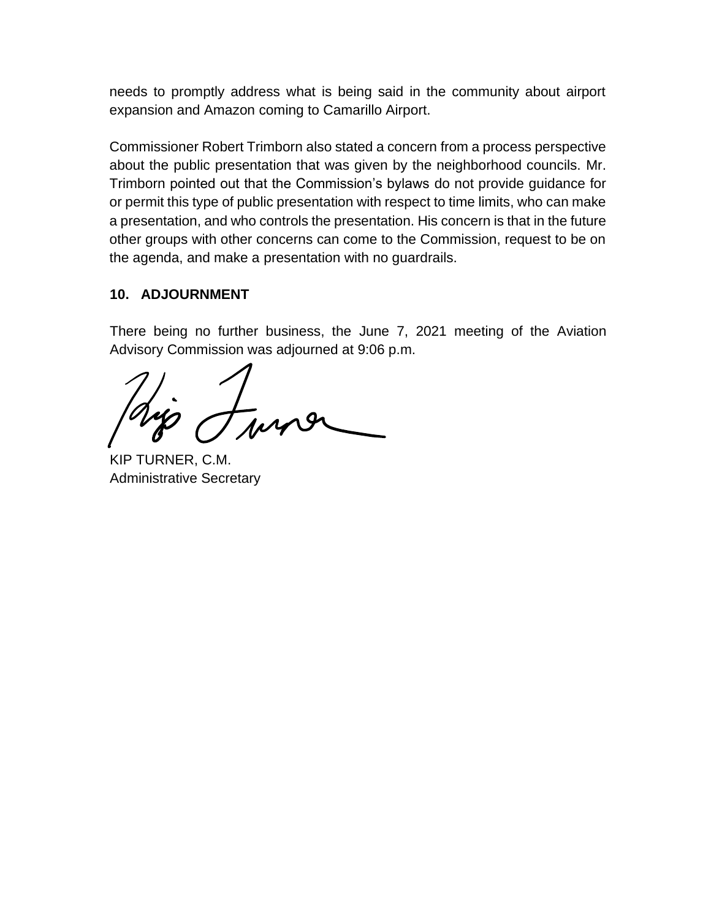needs to promptly address what is being said in the community about airport expansion and Amazon coming to Camarillo Airport.

Commissioner Robert Trimborn also stated a concern from a process perspective about the public presentation that was given by the neighborhood councils. Mr. Trimborn pointed out that the Commission's bylaws do not provide guidance for or permit this type of public presentation with respect to time limits, who can make a presentation, and who controls the presentation. His concern is that in the future other groups with other concerns can come to the Commission, request to be on the agenda, and make a presentation with no guardrails.

**10. ADJOURNMENT**

There being no further business, the June 7, 2021 meeting of the Aviation Advisory Commission was adjourned at 9:06 p.m.

KIP TURNER, C.M.
Administrative Secretary